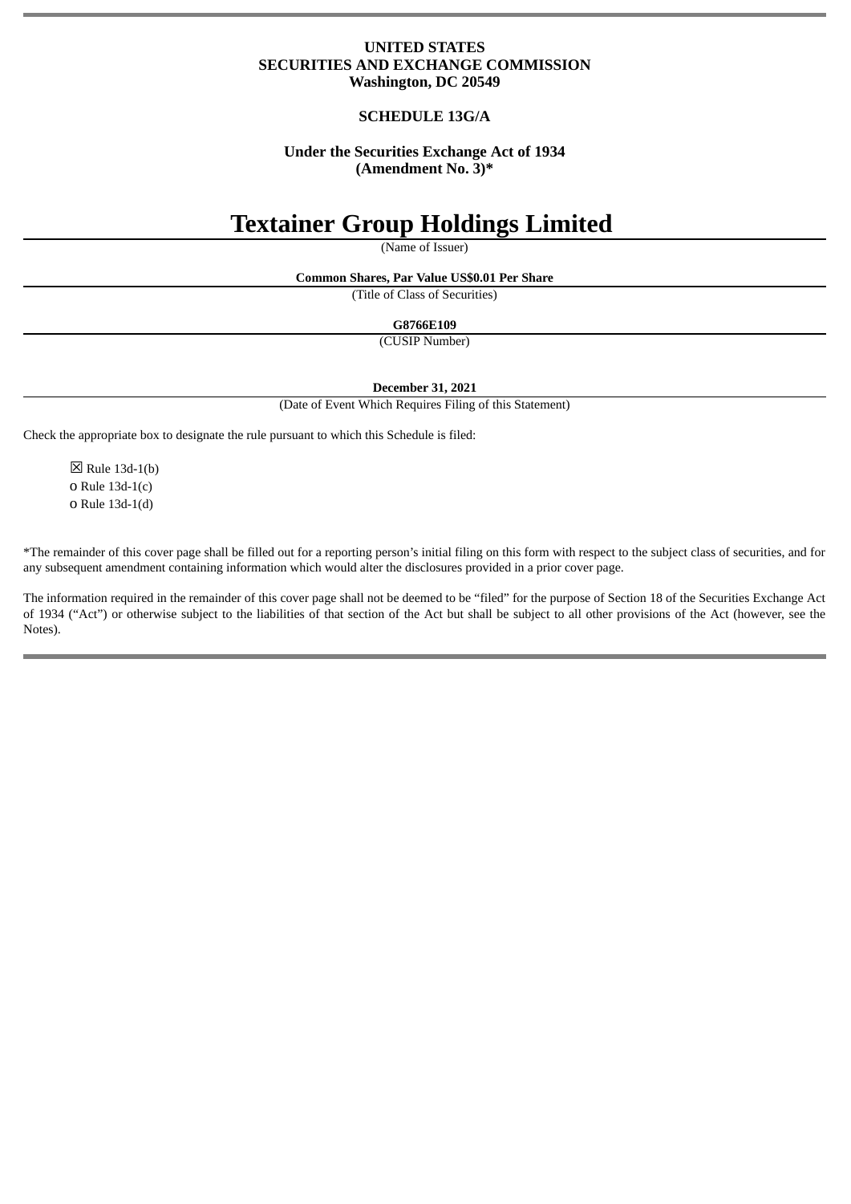**UNITED STATES**
**SECURITIES AND EXCHANGE COMMISSION**
**Washington, DC 20549**

**SCHEDULE 13G/A**

**Under the Securities Exchange Act of 1934**
**(Amendment No. 3)***

# Textainer Group Holdings Limited

(Name of Issuer)

**Common Shares, Par Value US$0.01 Per Share**

(Title of Class of Securities)

**G8766E109**

(CUSIP Number)

**December 31, 2021**

(Date of Event Which Requires Filing of this Statement)

Check the appropriate box to designate the rule pursuant to which this Schedule is filed:

☒ Rule 13d-1(b)
o Rule 13d-1(c)
o Rule 13d-1(d)

*The remainder of this cover page shall be filled out for a reporting person's initial filing on this form with respect to the subject class of securities, and for any subsequent amendment containing information which would alter the disclosures provided in a prior cover page.

The information required in the remainder of this cover page shall not be deemed to be "filed" for the purpose of Section 18 of the Securities Exchange Act of 1934 ("Act") or otherwise subject to the liabilities of that section of the Act but shall be subject to all other provisions of the Act (however, see the Notes).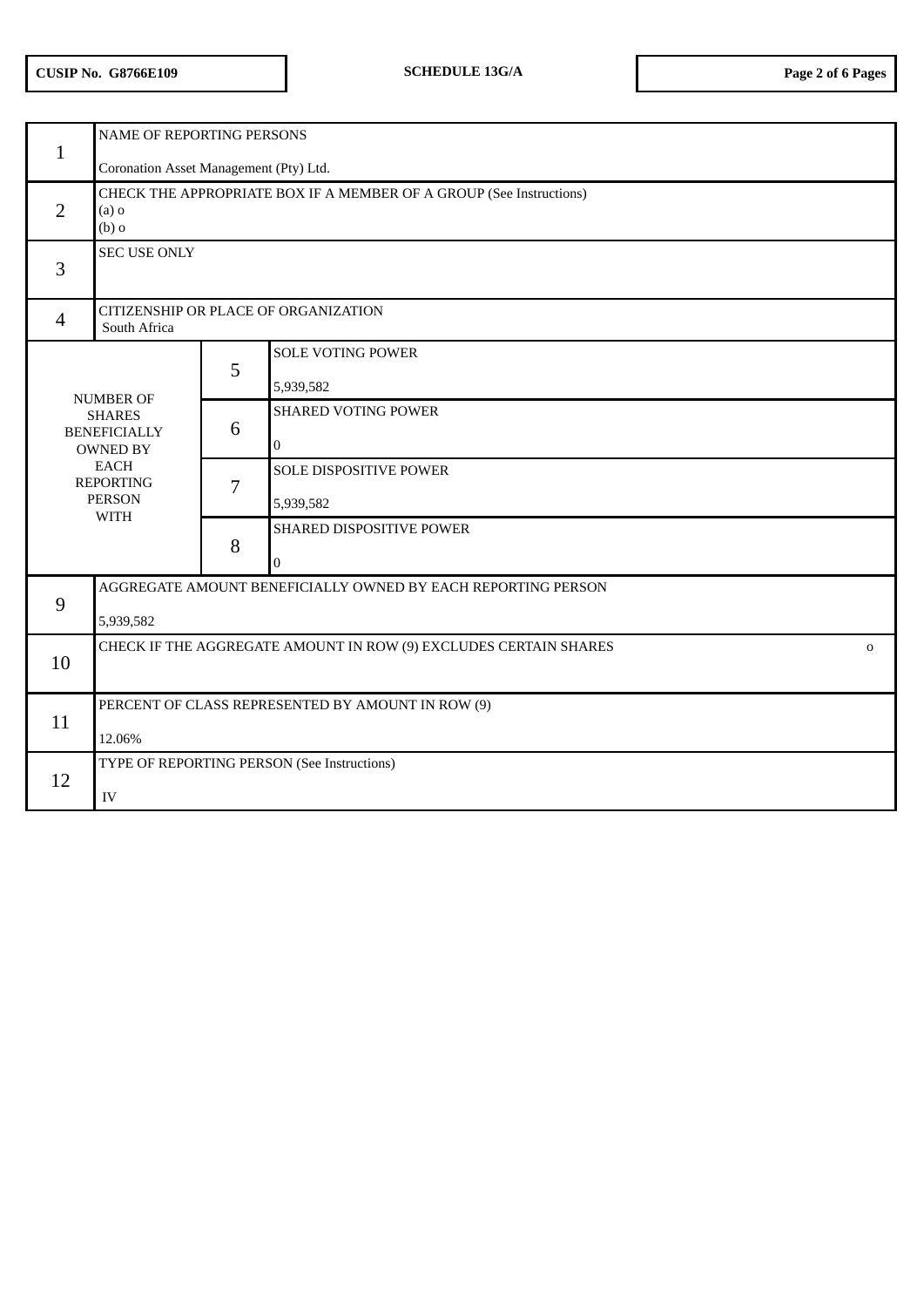CUSIP No. G8766E109 **SCHEDULE 13G/A**

| | | | |
|---|---|---|---|
| 1 | NAME OF REPORTING PERSONS<br><br>Coronation Asset Management (Pty) Ltd. | | |
| 2 | CHECK THE APPROPRIATE BOX IF A MEMBER OF A GROUP (See Instructions)<br>(a) o<br>(b) o | | |
| 3 | SEC USE ONLY | | |
| 4 | CITIZENSHIP OR PLACE OF ORGANIZATION<br>South Africa | | |
| NUMBER OF SHARES BENEFICIALLY OWNED BY EACH REPORTING PERSON WITH | 5 | SOLE VOTING POWER<br><br>5,939,582 | |
| | 6 | SHARED VOTING POWER<br><br>0 | |
| | 7 | SOLE DISPOSITIVE POWER<br><br>5,939,582 | |
| | 8 | SHARED DISPOSITIVE POWER<br><br>0 | |
| 9 | AGGREGATE AMOUNT BENEFICIALLY OWNED BY EACH REPORTING PERSON<br><br>5,939,582 | | |
| 10 | CHECK IF THE AGGREGATE AMOUNT IN ROW (9) EXCLUDES CERTAIN SHARES o | | |
| 11 | PERCENT OF CLASS REPRESENTED BY AMOUNT IN ROW (9)<br><br>12.06% | | |
| 12 | TYPE OF REPORTING PERSON (See Instructions)<br><br>IV | | |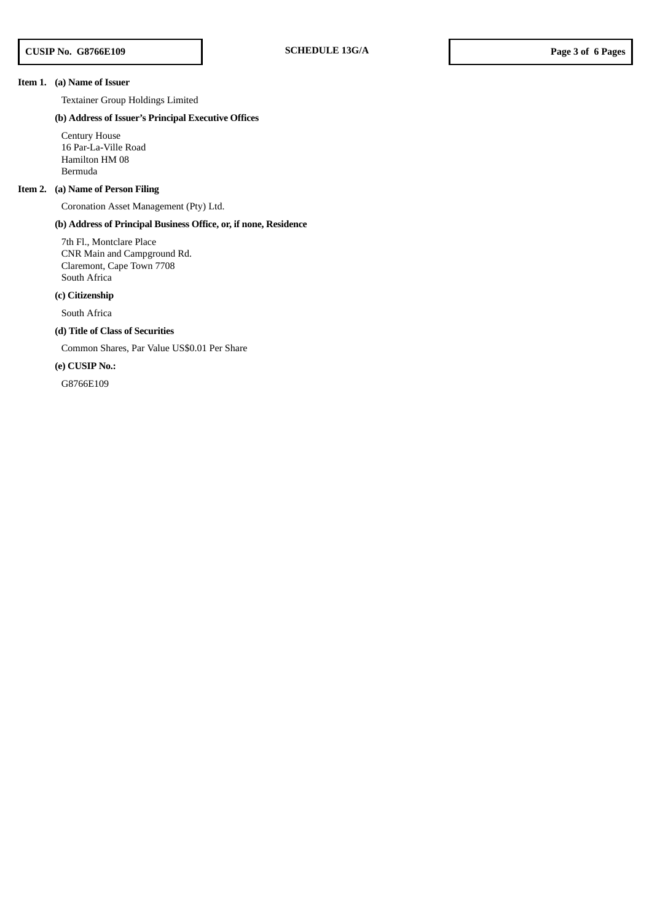**Item 1. (a) Name of Issuer**

Textainer Group Holdings Limited

**(b) Address of Issuer's Principal Executive Offices**

Century House
16 Par-La-Ville Road
Hamilton HM 08
Bermuda

**Item 2. (a) Name of Person Filing**

Coronation Asset Management (Pty) Ltd.

**(b) Address of Principal Business Office, or, if none, Residence**

7th Fl., Montclare Place
CNR Main and Campground Rd.
Claremont, Cape Town 7708
South Africa

**(c) Citizenship**

South Africa

**(d) Title of Class of Securities**

Common Shares, Par Value US$0.01 Per Share

**(e) CUSIP No.:**

G8766E109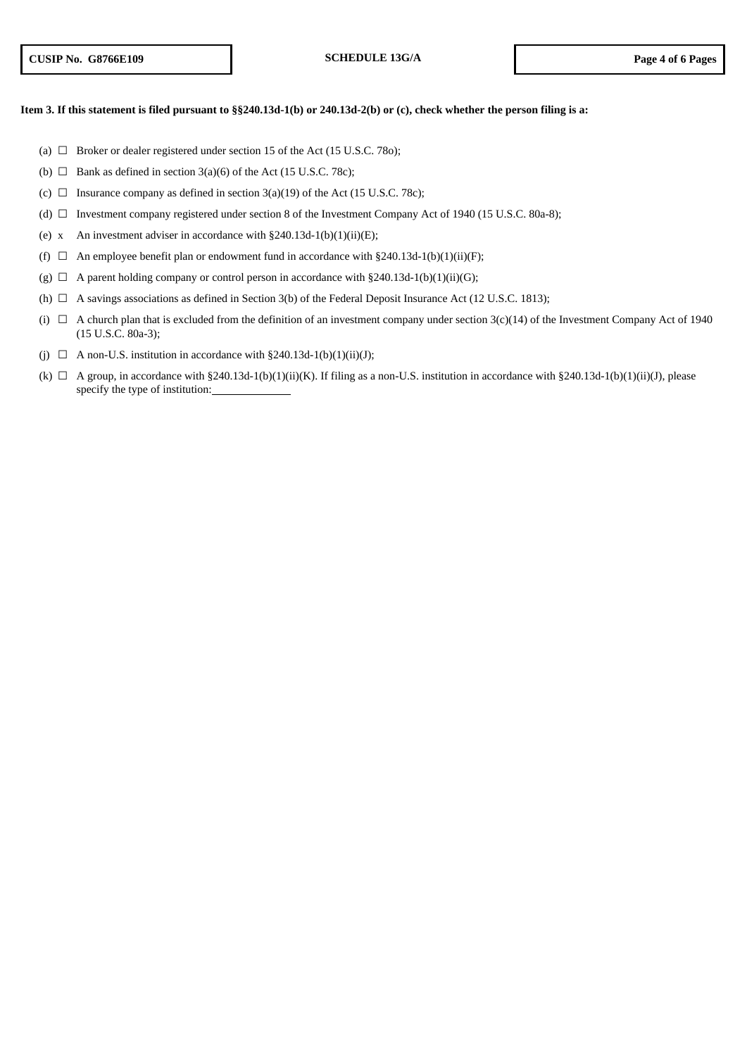**Item 3. If this statement is filed pursuant to §§240.13d-1(b) or 240.13d-2(b) or (c), check whether the person filing is a:**

(a) ☐ Broker or dealer registered under section 15 of the Act (15 U.S.C. 78o);

(b) ☐ Bank as defined in section 3(a)(6) of the Act (15 U.S.C. 78c);

(c) ☐ Insurance company as defined in section 3(a)(19) of the Act (15 U.S.C. 78c);

(d) ☐ Investment company registered under section 8 of the Investment Company Act of 1940 (15 U.S.C. 80a-8);

(e) x An investment adviser in accordance with §240.13d-1(b)(1)(ii)(E);

(f) ☐ An employee benefit plan or endowment fund in accordance with §240.13d-1(b)(1)(ii)(F);

(g) ☐ A parent holding company or control person in accordance with §240.13d-1(b)(1)(ii)(G);

(h) ☐ A savings associations as defined in Section 3(b) of the Federal Deposit Insurance Act (12 U.S.C. 1813);

(i) ☐ A church plan that is excluded from the definition of an investment company under section 3(c)(14) of the Investment Company Act of 1940 (15 U.S.C. 80a-3);

(j) ☐ A non-U.S. institution in accordance with §240.13d-1(b)(1)(ii)(J);

(k) ☐ A group, in accordance with §240.13d-1(b)(1)(ii)(K). If filing as a non-U.S. institution in accordance with §240.13d-1(b)(1)(ii)(J), please specify the type of institution:\_\_\_\_\_\_\_\_\_\_\_\_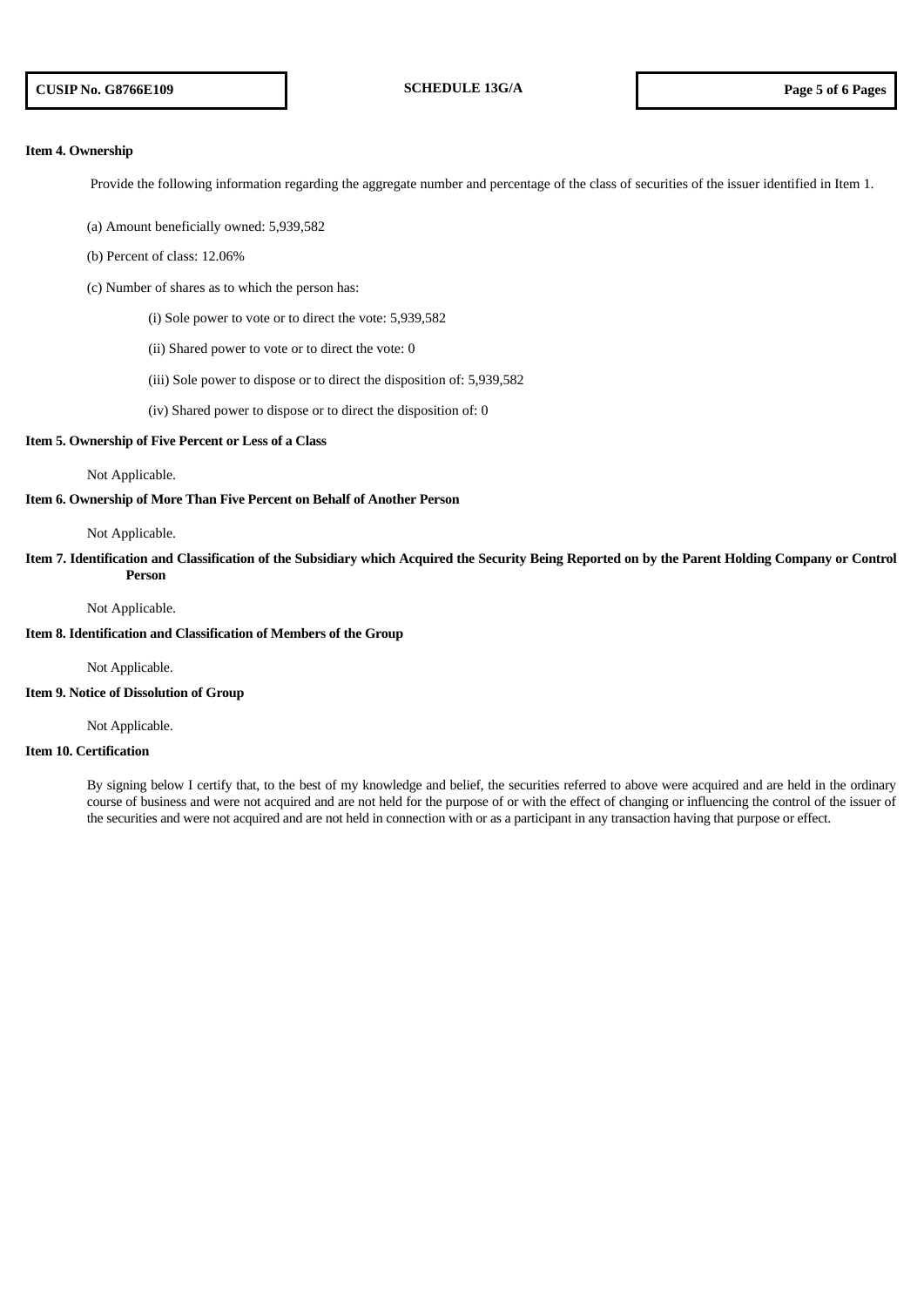**Item 4. Ownership**

Provide the following information regarding the aggregate number and percentage of the class of securities of the issuer identified in Item 1.

(a) Amount beneficially owned: 5,939,582

(b) Percent of class: 12.06%

(c) Number of shares as to which the person has:

(i) Sole power to vote or to direct the vote: 5,939,582

(ii) Shared power to vote or to direct the vote: 0

(iii) Sole power to dispose or to direct the disposition of: 5,939,582

(iv) Shared power to dispose or to direct the disposition of: 0

**Item 5. Ownership of Five Percent or Less of a Class**

Not Applicable.

**Item 6. Ownership of More Than Five Percent on Behalf of Another Person**

Not Applicable.

**Item 7. Identification and Classification of the Subsidiary which Acquired the Security Being Reported on by the Parent Holding Company or Control Person**

Not Applicable.

**Item 8. Identification and Classification of Members of the Group**

Not Applicable.

**Item 9. Notice of Dissolution of Group**

Not Applicable.

**Item 10. Certification**

By signing below I certify that, to the best of my knowledge and belief, the securities referred to above were acquired and are held in the ordinary course of business and were not acquired and are not held for the purpose of or with the effect of changing or influencing the control of the issuer of the securities and were not acquired and are not held in connection with or as a participant in any transaction having that purpose or effect.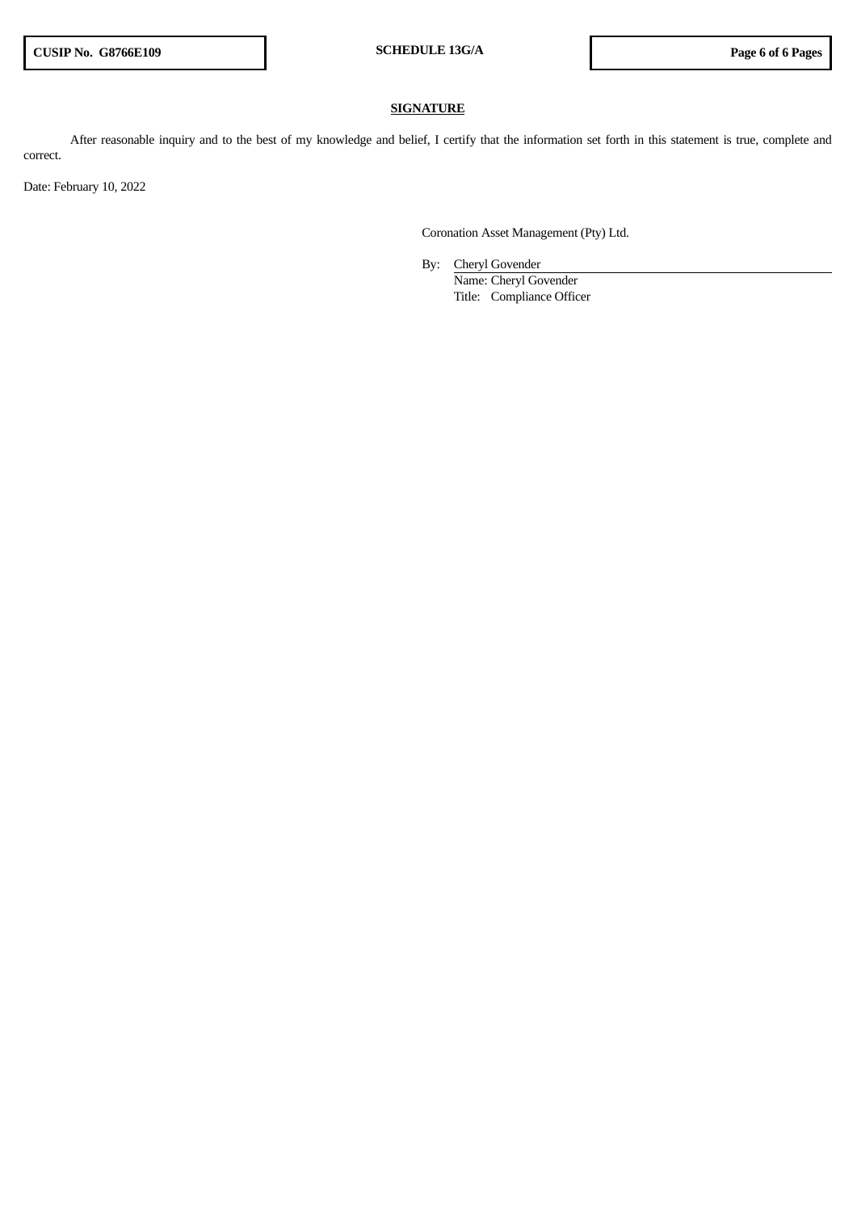**SIGNATURE**

After reasonable inquiry and to the best of my knowledge and belief, I certify that the information set forth in this statement is true, complete and correct.

Date: February 10, 2022

Coronation Asset Management (Pty) Ltd.

By: Cheryl Govender
Name: Cheryl Govender
Title: Compliance Officer